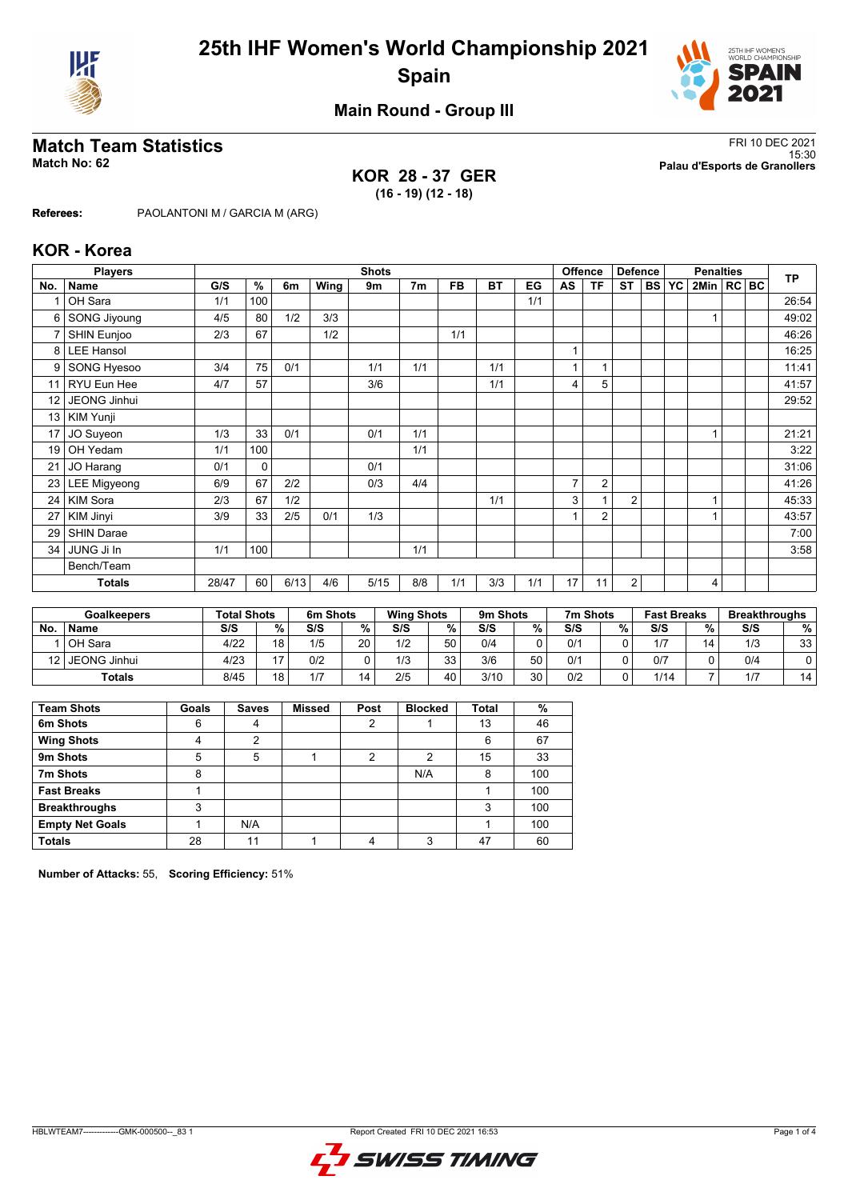# 25th IHF Women's World Championship 2021

## Spain

### Main Round - Group III

## Match Team Statistics

**Match No: 62**

FRI 10 DEC 2021
15:30
**Palau d'Esports de Granollers**

**KOR 28 - 37 GER**
**(16 - 19) (12 - 18)**

**Referees:** PAOLANTONI M / GARCIA M (ARG)

## KOR - Korea

| Players | | Shots | | | | | | | | | Offence | | Defence | | | Penalties | | | TP |
|---|---|---|---|---|---|---|---|---|---|---|---|---|---|---|---|---|---|---|---|
| No. | Name | G/S | % | 6m | Wing | 9m | 7m | FB | BT | EG | AS | TF | ST | BS | YC | 2Min | RC | BC | |
| 1 | OH Sara | 1/1 | 100 | | | | | | | 1/1 | | | | | | | | | 26:54 |
| 6 | SONG Jiyoung | 4/5 | 80 | 1/2 | 3/3 | | | | | | | | | | | 1 | | | 49:02 |
| 7 | SHIN Eunjoo | 2/3 | 67 | | 1/2 | | | 1/1 | | | | | | | | | | | 46:26 |
| 8 | LEE Hansol | | | | | | | | | | 1 | | | | | | | | 16:25 |
| 9 | SONG Hyesoo | 3/4 | 75 | 0/1 | | 1/1 | 1/1 | | 1/1 | | 1 | 1 | | | | | | | 11:41 |
| 11 | RYU Eun Hee | 4/7 | 57 | | | 3/6 | | | 1/1 | | 4 | 5 | | | | | | | 41:57 |
| 12 | JEONG Jinhui | | | | | | | | | | | | | | | | | | 29:52 |
| 13 | KIM Yunji | | | | | | | | | | | | | | | | | | |
| 17 | JO Suyeon | 1/3 | 33 | 0/1 | | 0/1 | 1/1 | | | | | | | | | 1 | | | 21:21 |
| 19 | OH Yedam | 1/1 | 100 | | | | 1/1 | | | | | | | | | | | | 3:22 |
| 21 | JO Harang | 0/1 | 0 | | | 0/1 | | | | | | | | | | | | | 31:06 |
| 23 | LEE Migyeong | 6/9 | 67 | 2/2 | | 0/3 | 4/4 | | | | 7 | 2 | | | | | | | 41:26 |
| 24 | KIM Sora | 2/3 | 67 | 1/2 | | | | | 1/1 | | 3 | 1 | 2 | | | 1 | | | 45:33 |
| 27 | KIM Jinyi | 3/9 | 33 | 2/5 | 0/1 | 1/3 | | | | | 1 | 2 | | | | 1 | | | 43:57 |
| 29 | SHIN Darae | | | | | | | | | | | | | | | | | | 7:00 |
| 34 | JUNG Ji In | 1/1 | 100 | | | | 1/1 | | | | | | | | | | | | 3:58 |
| | Bench/Team | | | | | | | | | | | | | | | | | | |
| | **Totals** | 28/47 | 60 | 6/13 | 4/6 | 5/15 | 8/8 | 1/1 | 3/3 | 1/1 | 17 | 11 | 2 | | | 4 | | | |

| Goalkeepers | | Total Shots | | 6m Shots | | Wing Shots | | 9m Shots | | 7m Shots | | Fast Breaks | | Breakthroughs | |
|---|---|---|---|---|---|---|---|---|---|---|---|---|---|---|---|
| No. | Name | S/S | % | S/S | % | S/S | % | S/S | % | S/S | % | S/S | % | S/S | % |
| 1 | OH Sara | 4/22 | 18 | 1/5 | 20 | 1/2 | 50 | 0/4 | 0 | 0/1 | 0 | 1/7 | 14 | 1/3 | 33 |
| 12 | JEONG Jinhui | 4/23 | 17 | 0/2 | 0 | 1/3 | 33 | 3/6 | 50 | 0/1 | 0 | 0/7 | 0 | 0/4 | 0 |
| | **Totals** | 8/45 | 18 | 1/7 | 14 | 2/5 | 40 | 3/10 | 30 | 0/2 | 0 | 1/14 | 7 | 1/7 | 14 |

| Team Shots | Goals | Saves | Missed | Post | Blocked | Total | % |
|---|---|---|---|---|---|---|---|
| **6m Shots** | 6 | 4 | | 2 | 1 | 13 | 46 |
| **Wing Shots** | 4 | 2 | | | | 6 | 67 |
| **9m Shots** | 5 | 5 | 1 | 2 | 2 | 15 | 33 |
| **7m Shots** | 8 | | | | N/A | 8 | 100 |
| **Fast Breaks** | 1 | | | | | 1 | 100 |
| **Breakthroughs** | 3 | | | | | 3 | 100 |
| **Empty Net Goals** | 1 | N/A | | | | 1 | 100 |
| **Totals** | 28 | 11 | 1 | 4 | 3 | 47 | 60 |

**Number of Attacks:** 55, **Scoring Efficiency:** 51%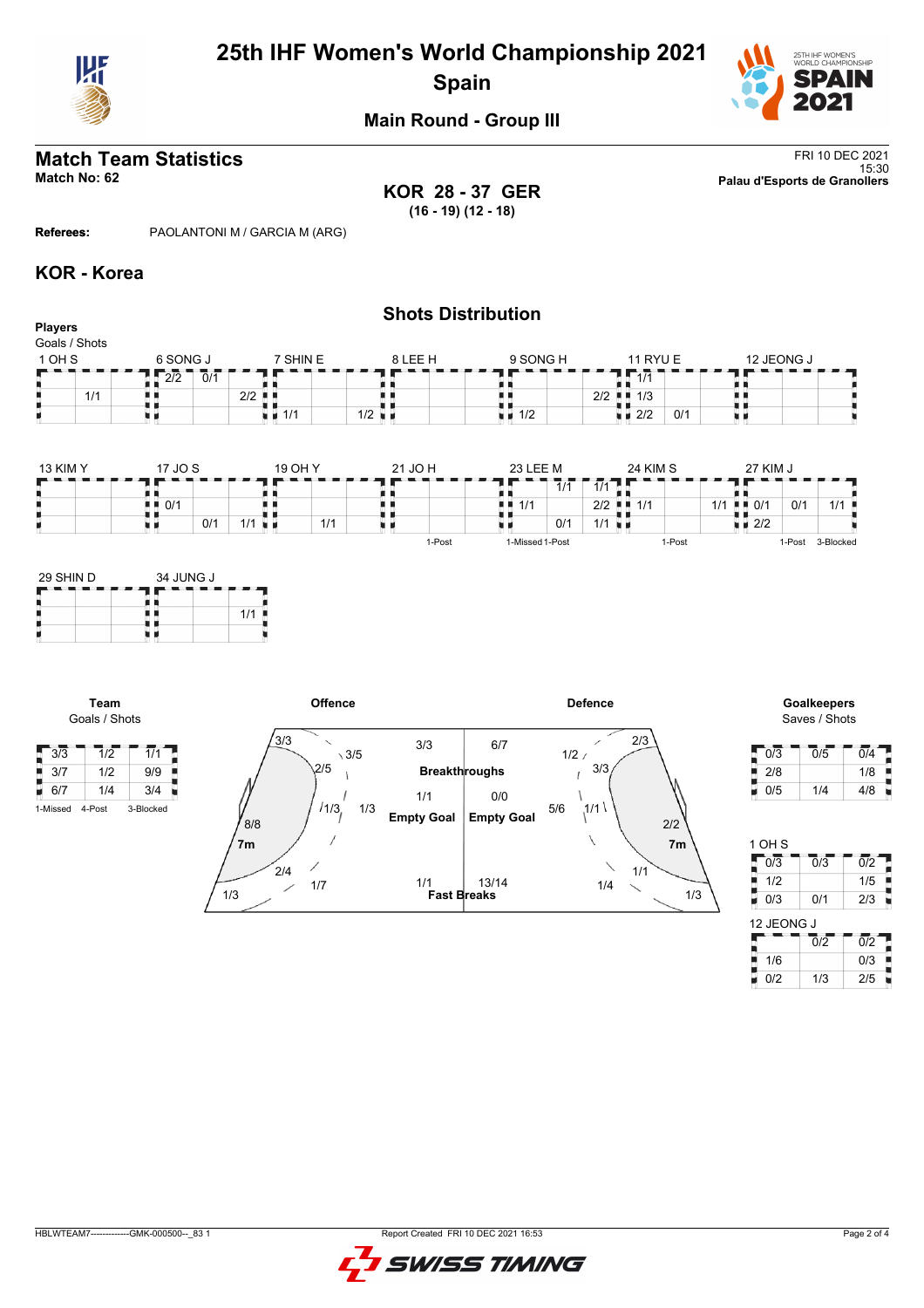# 25th IHF Women's World Championship 2021
## Spain

### Main Round - Group III

## Match Team Statistics
**Match No: 62**

FRI 10 DEC 2021
15:30
**Palau d'Esports de Granollers**

**KOR 28 - 37 GER**
**(16 - 19) (12 - 18)**

**Referees:** PAOLANTONI M / GARCIA M (ARG)

## KOR - Korea

### Shots Distribution

**Players**
Goals / Shots

**1 OH S**

| | | |
|---|---|---|
| | | |
| | 1/1 | |
| | | |

**6 SONG J**

| | | |
|---|---|---|
| 2/2 | 0/1 | |
| | | 2/2 |
| | | |

**7 SHIN E**

| | | |
|---|---|---|
| | | |
| | | |
| 1/1 | | 1/2 |

**8 LEE H**

| | | |
|---|---|---|
| | | |
| | | |
| | | |

**9 SONG H**

| | | |
|---|---|---|
| | | |
| | | 2/2 |
| 1/2 | | |

**11 RYU E**

| | | |
|---|---|---|
| 1/1 | | |
| 1/3 | | |
| 2/2 | 0/1 | |

**12 JEONG J**

| | | |
|---|---|---|
| | | |
| | | |
| | | |

**13 KIM Y**

| | | |
|---|---|---|
| | | |
| | | |
| | | |

**17 JO S**

| | | |
|---|---|---|
| | | |
| 0/1 | | |
| | 0/1 | 1/1 |

**19 OH Y**

| | | |
|---|---|---|
| | | |
| | | |
| | 1/1 | |

**21 JO H**

| | | |
|---|---|---|
| | | |
| | | |
| | | |

1-Post

**23 LEE M**

| | | |
|---|---|---|
| | | 1/1 |
| 1/1 | | 2/2 |
| | 0/1 | 1/1 |

1-Missed 1-Post

**24 KIM S**

| | | |
|---|---|---|
| 1/1 | | |
| 1/1 | | 1/1 |
| | | |

1-Post

**27 KIM J**

| | | |
|---|---|---|
| | | |
| 0/1 | 0/1 | 1/1 |
| 2/2 | | |

1-Post 3-Blocked

**29 SHIN D**

| | | |
|---|---|---|
| | | |
| | | |
| | | |

**34 JUNG J**

| | | |
|---|---|---|
| | | |
| | | 1/1 |
| | | |

**Team**
Goals / Shots

| | | |
|---|---|---|
| 3/3 | 1/2 | 1/1 |
| 3/7 | 1/2 | 9/9 |
| 6/7 | 1/4 | 3/4 |

1-Missed 4-Post 3-Blocked

**Offence**

| Area | Goals / Shots |
|---|---|
| Left wing | 3/3 |
| Left back (top) | 3/5 |
| Left 9m | 2/5 |
| Centre 9m | 1/3 |
| Centre back | 1/3 |
| Left 6m | 8/8 |
| 7m | |
| Left 6m low | 2/4 |
| Right 9m | 1/7 |
| Corner | 1/3 |

| | Offence | Defence |
|---|---|---|
| Breakthroughs | 3/3 | 6/7 |
| Empty Goal | 1/1 | 0/0 |
| Fast Breaks | 1/1 | 13/14 |

**Defence**

| Area | Goals / Shots |
|---|---|
| Right wing | 2/3 |
| 9m | 1/2 |
| 9m | 3/3 |
| 9m centre | 5/6 |
| 6m | 1/1 |
| 7m | 2/2 |
| 6m low | 1/1 |
| 9m low | 1/4 |
| Corner | 1/3 |

**Goalkeepers**
Saves / Shots

| | | |
|---|---|---|
| 0/3 | 0/5 | 0/4 |
| 2/8 | | 1/8 |
| 0/5 | 1/4 | 4/8 |

**1 OH S**

| | | |
|---|---|---|
| 0/3 | 0/3 | 0/2 |
| 1/2 | | 1/5 |
| 0/3 | 0/1 | 2/3 |

**12 JEONG J**

| | | |
|---|---|---|
| | 0/2 | 0/2 |
| 1/6 | | 0/3 |
| 0/2 | 1/3 | 2/5 |

HBLWTEAM7--------------GMK-000500--_83 1 Report Created FRI 10 DEC 2021 16:53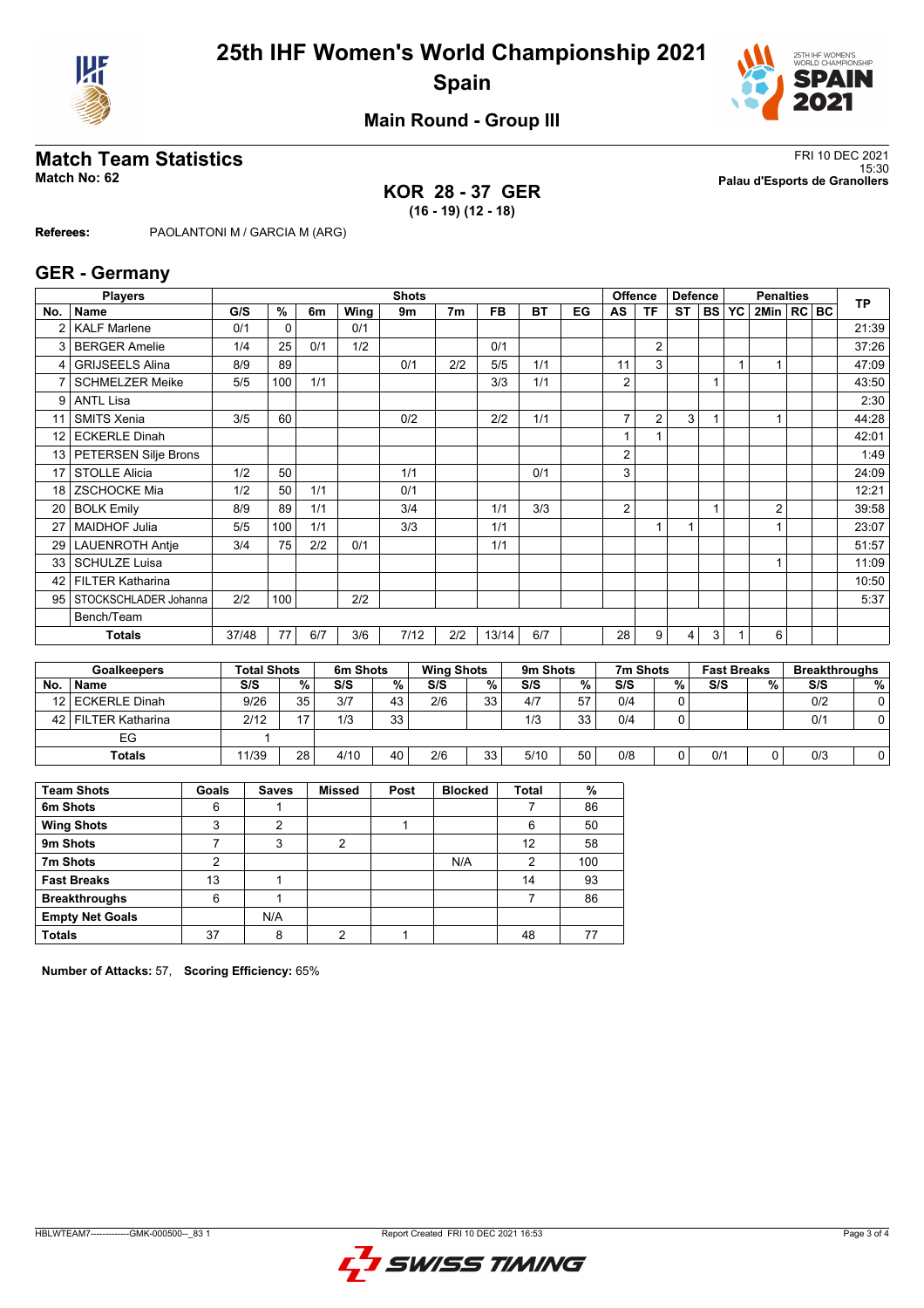# 25th IHF Women's World Championship 2021
## Spain

### Main Round - Group III

## Match Team Statistics

**Match No: 62**

FRI 10 DEC 2021
15:30
**Palau d'Esports de Granollers**

**KOR 28 - 37 GER**
**(16 - 19) (12 - 18)**

**Referees:** PAOLANTONI M / GARCIA M (ARG)

## GER - Germany

| No. | Name | G/S | % | 6m | Wing | 9m | 7m | FB | BT | EG | AS | TF | ST | BS | YC | 2Min | RC | BC | TP |
|---|---|---|---|---|---|---|---|---|---|---|---|---|---|---|---|---|---|---|---|
| 2 | KALF Marlene | 0/1 | 0 | | 0/1 | | | | | | | | | | | | | | 21:39 |
| 3 | BERGER Amelie | 1/4 | 25 | 0/1 | 1/2 | | | 0/1 | | | | 2 | | | | | | | 37:26 |
| 4 | GRIJSEELS Alina | 8/9 | 89 | | | 0/1 | 2/2 | 5/5 | 1/1 | | 11 | 3 | | | 1 | 1 | | | 47:09 |
| 7 | SCHMELZER Meike | 5/5 | 100 | 1/1 | | | | 3/3 | 1/1 | | 2 | | | 1 | | | | | 43:50 |
| 9 | ANTL Lisa | | | | | | | | | | | | | | | | | | 2:30 |
| 11 | SMITS Xenia | 3/5 | 60 | | | 0/2 | | 2/2 | 1/1 | | 7 | 2 | 3 | 1 | | 1 | | | 44:28 |
| 12 | ECKERLE Dinah | | | | | | | | | | 1 | 1 | | | | | | | 42:01 |
| 13 | PETERSEN Silje Brons | | | | | | | | | | 2 | | | | | | | | 1:49 |
| 17 | STOLLE Alicia | 1/2 | 50 | | | 1/1 | | | 0/1 | | 3 | | | | | | | | 24:09 |
| 18 | ZSCHOCKE Mia | 1/2 | 50 | 1/1 | | 0/1 | | | | | | | | | | | | | 12:21 |
| 20 | BOLK Emily | 8/9 | 89 | 1/1 | | 3/4 | | 1/1 | 3/3 | | 2 | | | 1 | | 2 | | | 39:58 |
| 27 | MAIDHOF Julia | 5/5 | 100 | 1/1 | | 3/3 | | 1/1 | | | | 1 | 1 | | | 1 | | | 23:07 |
| 29 | LAUENROTH Antje | 3/4 | 75 | 2/2 | 0/1 | | | 1/1 | | | | | | | | | | | 51:57 |
| 33 | SCHULZE Luisa | | | | | | | | | | | | | | | 1 | | | 11:09 |
| 42 | FILTER Katharina | | | | | | | | | | | | | | | | | | 10:50 |
| 95 | STOCKSCHLADER Johanna | 2/2 | 100 | | 2/2 | | | | | | | | | | | | | | 5:37 |
| | Bench/Team | | | | | | | | | | | | | | | | | | |
| | **Totals** | 37/48 | 77 | 6/7 | 3/6 | 7/12 | 2/2 | 13/14 | 6/7 | | 28 | 9 | 4 | 3 | 1 | 6 | | | |

| No. | Goalkeepers | Total Shots S/S | % | 6m Shots S/S | % | Wing Shots S/S | % | 9m Shots S/S | % | 7m Shots S/S | % | Fast Breaks S/S | % | Breakthroughs S/S | % |
|---|---|---|---|---|---|---|---|---|---|---|---|---|---|---|---|
| 12 | ECKERLE Dinah | 9/26 | 35 | 3/7 | 43 | 2/6 | 33 | 4/7 | 57 | 0/4 | 0 | | | 0/2 | 0 |
| 42 | FILTER Katharina | 2/12 | 17 | 1/3 | 33 | | | 1/3 | 33 | 0/4 | 0 | | | 0/1 | 0 |
| | EG | 1 | | | | | | | | | | | | | |
| | **Totals** | 11/39 | 28 | 4/10 | 40 | 2/6 | 33 | 5/10 | 50 | 0/8 | 0 | 0/1 | 0 | 0/3 | 0 |

| Team Shots | Goals | Saves | Missed | Post | Blocked | Total | % |
|---|---|---|---|---|---|---|---|
| 6m Shots | 6 | 1 | | | | 7 | 86 |
| Wing Shots | 3 | 2 | | 1 | | 6 | 50 |
| 9m Shots | 7 | 3 | 2 | | | 12 | 58 |
| 7m Shots | 2 | | | | N/A | 2 | 100 |
| Fast Breaks | 13 | 1 | | | | 14 | 93 |
| Breakthroughs | 6 | 1 | | | | 7 | 86 |
| Empty Net Goals | | N/A | | | | | |
| Totals | 37 | 8 | 2 | 1 | | 48 | 77 |

**Number of Attacks:** 57, **Scoring Efficiency:** 65%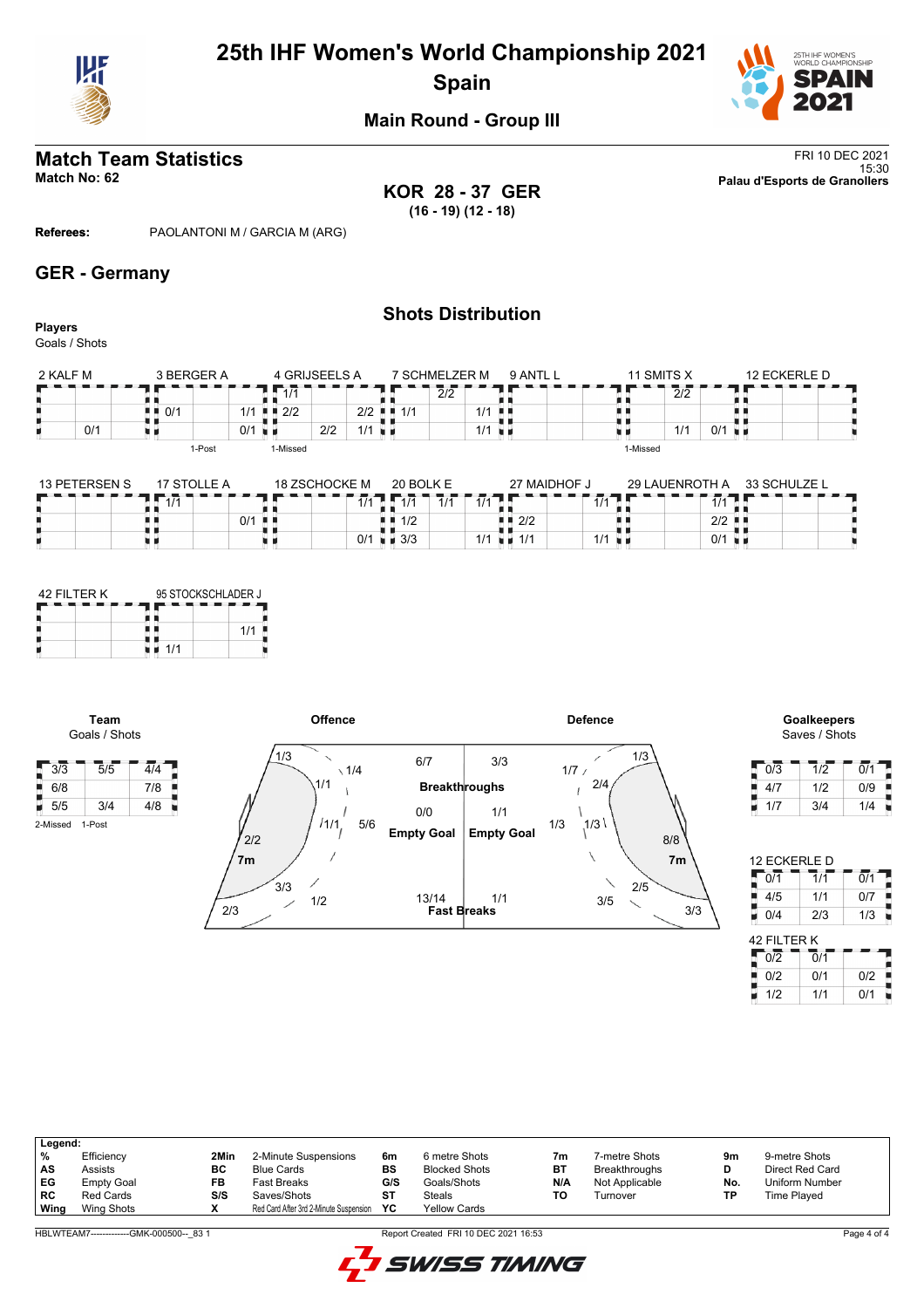# 25th IHF Women's World Championship 2021
## Spain
### Main Round - Group III

## Match Team Statistics

**Match No: 62**

FRI 10 DEC 2021
15:30
**Palau d'Esports de Granollers**

**KOR 28 - 37 GER**
**(16 - 19) (12 - 18)**

**Referees:** PAOLANTONI M / GARCIA M (ARG)

## GER - Germany

### Shots Distribution

**Players**
Goals / Shots

2 KALF M

| | | |
|---|---|---|
| | | |
| | | |
| 0/1 | | |

3 BERGER A

| | | |
|---|---|---|
| | | |
| 0/1 | | 1/1 |
| | | 0/1 |

1-Post

4 GRIJSEELS A

| | | |
|---|---|---|
| 1/1 | | |
| 2/2 | | 2/2 |
| | 2/2 | 1/1 |

1-Missed

7 SCHMELZER M

| | | |
|---|---|---|
| | 2/2 | |
| 1/1 | | 1/1 |
| | | 1/1 |

9 ANTL L

| | | |
|---|---|---|
| | | |
| | | |
| | | |

11 SMITS X

| | | |
|---|---|---|
| | 2/2 | |
| | | |
| | 1/1 | 0/1 |

1-Missed

12 ECKERLE D

| | | |
|---|---|---|
| | | |
| | | |
| | | |

13 PETERSEN S

| | | |
|---|---|---|
| | | |
| | | |
| | | |

17 STOLLE A

| | | |
|---|---|---|
| 1/1 | | |
| | | 0/1 |
| | | |

18 ZSCHOCKE M

| | | |
|---|---|---|
| | | 1/1 |
| | | |
| | | 0/1 |

20 BOLK E

| | | |
|---|---|---|
| 1/1 | 1/1 | 1/1 |
| 1/2 | | |
| 3/3 | | 1/1 |

27 MAIDHOF J

| | | |
|---|---|---|
| | | 1/1 |
| 2/2 | | |
| 1/1 | | 1/1 |

29 LAUENROTH A

| | | |
|---|---|---|
| | | 1/1 |
| | | 2/2 |
| | | 0/1 |

33 SCHULZE L

| | | |
|---|---|---|
| | | |
| | | |
| | | |

42 FILTER K

| | | |
|---|---|---|
| | | |
| | | |
| | | |

95 STOCKSCHLADER J

| | | |
|---|---|---|
| | | |
| | | 1/1 |
| 1/1 | | |

**Team**
Goals / Shots

| | | |
|---|---|---|
| 3/3 | 5/5 | 4/4 |
| 6/8 | | 7/8 |
| 5/5 | 3/4 | 4/8 |

2-Missed 1-Post

**Offence**

1/3
1/4
1/1
1/1
5/6
2/2
7m
3/3
1/2
2/3
6/7 3/3 Breakthroughs
0/0 1/1 Empty Goal Empty Goal
13/14 1/1 Fast Breaks

**Defence**

1/3
1/7
2/4
1/3
1/3
8/8
7m
2/5
3/5
3/3

**Goalkeepers**
Saves / Shots

| | | |
|---|---|---|
| 0/3 | 1/2 | 0/1 |
| 4/7 | 1/2 | 0/9 |
| 1/7 | 3/4 | 1/4 |

12 ECKERLE D

| | | |
|---|---|---|
| 0/1 | 1/1 | 0/1 |
| 4/5 | 1/1 | 0/7 |
| 0/4 | 2/3 | 1/3 |

42 FILTER K

| | | |
|---|---|---|
| 0/2 | 0/1 | |
| 0/2 | 0/1 | 0/2 |
| 1/2 | 1/1 | 0/1 |

| Legend: | | | | | | | | | |
|---|---|---|---|---|---|---|---|---|---|
| % | Efficiency | 2Min | 2-Minute Suspensions | 6m | 6 metre Shots | 7m | 7-metre Shots | 9m | 9-metre Shots |
| AS | Assists | BC | Blue Cards | BS | Blocked Shots | BT | Breakthroughs | D | Direct Red Card |
| EG | Empty Goal | FB | Fast Breaks | G/S | Goals/Shots | N/A | Not Applicable | No. | Uniform Number |
| RC | Red Cards | S/S | Saves/Shots | ST | Steals | TO | Turnover | TP | Time Played |
| Wing | Wing Shots | X | Red Card After 3rd 2-Minute Suspension | YC | Yellow Cards | | | | |

HBLWTEAM7-------------GMK-000500--_83 1 Report Created FRI 10 DEC 2021 16:53